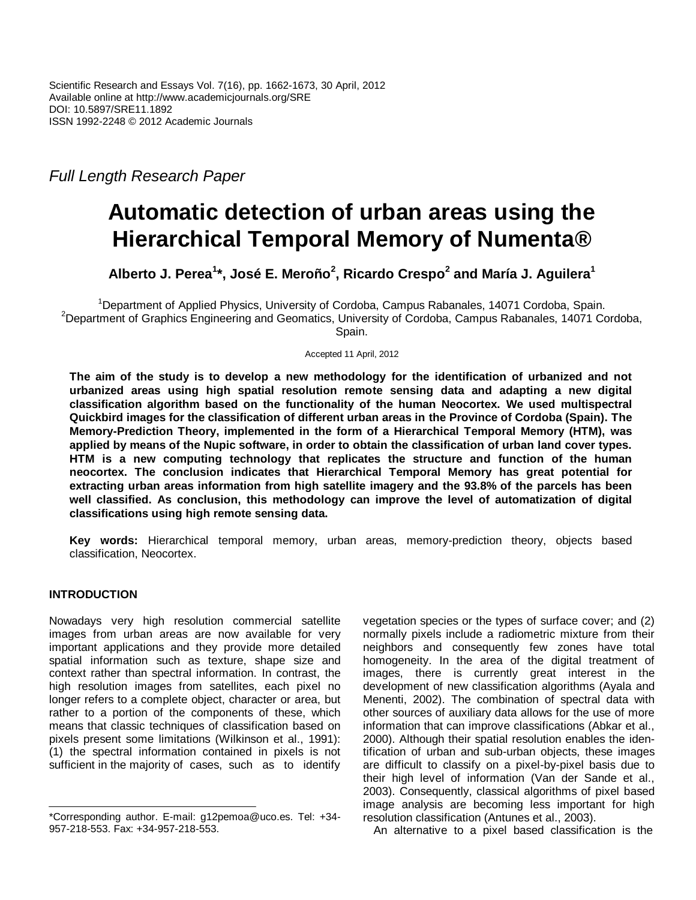Scientific Research and Essays Vol. 7(16), pp. 1662-1673, 30 April, 2012
Available online at http://www.academicjournals.org/SRE
DOI: 10.5897/SRE11.1892
ISSN 1992-2248 © 2012 Academic Journals

*Full Length Research Paper*

# Automatic detection of urban areas using the Hierarchical Temporal Memory of Numenta®

**Alberto J. Perea[1]\*, José E. Meroño[2], Ricardo Crespo[2] and María J. Aguilera[1]**

[1]Department of Applied Physics, University of Cordoba, Campus Rabanales, 14071 Cordoba, Spain.
[2]Department of Graphics Engineering and Geomatics, University of Cordoba, Campus Rabanales, 14071 Cordoba, Spain.

Accepted 11 April, 2012

**The aim of the study is to develop a new methodology for the identification of urbanized and not urbanized areas using high spatial resolution remote sensing data and adapting a new digital classification algorithm based on the functionality of the human Neocortex. We used multispectral Quickbird images for the classification of different urban areas in the Province of Cordoba (Spain). The Memory-Prediction Theory, implemented in the form of a Hierarchical Temporal Memory (HTM), was applied by means of the Nupic software, in order to obtain the classification of urban land cover types. HTM is a new computing technology that replicates the structure and function of the human neocortex. The conclusion indicates that Hierarchical Temporal Memory has great potential for extracting urban areas information from high satellite imagery and the 93.8% of the parcels has been well classified. As conclusion, this methodology can improve the level of automatization of digital classifications using high remote sensing data.**

**Key words:** Hierarchical temporal memory, urban areas, memory-prediction theory, objects based classification, Neocortex.

## INTRODUCTION

Nowadays very high resolution commercial satellite images from urban areas are now available for very important applications and they provide more detailed spatial information such as texture, shape size and context rather than spectral information. In contrast, the high resolution images from satellites, each pixel no longer refers to a complete object, character or area, but rather to a portion of the components of these, which means that classic techniques of classification based on pixels present some limitations (Wilkinson et al., 1991): (1) the spectral information contained in pixels is not sufficient in the majority of cases, such as to identify vegetation species or the types of surface cover; and (2) normally pixels include a radiometric mixture from their neighbors and consequently few zones have total homogeneity. In the area of the digital treatment of images, there is currently great interest in the development of new classification algorithms (Ayala and Menenti, 2002). The combination of spectral data with other sources of auxiliary data allows for the use of more information that can improve classifications (Abkar et al., 2000). Although their spatial resolution enables the identification of urban and sub-urban objects, these images are difficult to classify on a pixel-by-pixel basis due to their high level of information (Van der Sande et al., 2003). Consequently, classical algorithms of pixel based image analysis are becoming less important for high resolution classification (Antunes et al., 2003).

An alternative to a pixel based classification is the

\*Corresponding author. E-mail: g12pemoa@uco.es. Tel: +34-957-218-553. Fax: +34-957-218-553.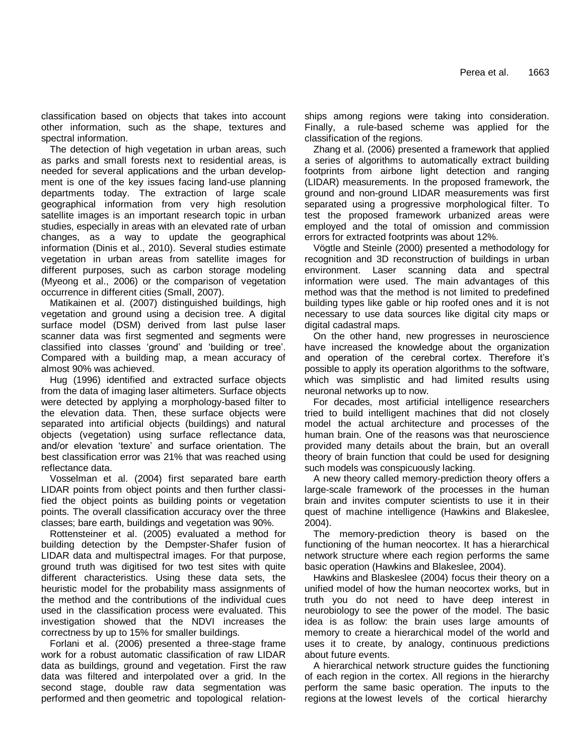classification based on objects that takes into account other information, such as the shape, textures and spectral information.

The detection of high vegetation in urban areas, such as parks and small forests next to residential areas, is needed for several applications and the urban development is one of the key issues facing land-use planning departments today. The extraction of large scale geographical information from very high resolution satellite images is an important research topic in urban studies, especially in areas with an elevated rate of urban changes, as a way to update the geographical information (Dinis et al., 2010). Several studies estimate vegetation in urban areas from satellite images for different purposes, such as carbon storage modeling (Myeong et al., 2006) or the comparison of vegetation occurrence in different cities (Small, 2007).

Matikainen et al. (2007) distinguished buildings, high vegetation and ground using a decision tree. A digital surface model (DSM) derived from last pulse laser scanner data was first segmented and segments were classified into classes 'ground' and 'building or tree'. Compared with a building map, a mean accuracy of almost 90% was achieved.

Hug (1996) identified and extracted surface objects from the data of imaging laser altimeters. Surface objects were detected by applying a morphology-based filter to the elevation data. Then, these surface objects were separated into artificial objects (buildings) and natural objects (vegetation) using surface reflectance data, and/or elevation 'texture' and surface orientation. The best classification error was 21% that was reached using reflectance data.

Vosselman et al. (2004) first separated bare earth LIDAR points from object points and then further classified the object points as building points or vegetation points. The overall classification accuracy over the three classes; bare earth, buildings and vegetation was 90%.

Rottensteiner et al. (2005) evaluated a method for building detection by the Dempster-Shafer fusion of LIDAR data and multispectral images. For that purpose, ground truth was digitised for two test sites with quite different characteristics. Using these data sets, the heuristic model for the probability mass assignments of the method and the contributions of the individual cues used in the classification process were evaluated. This investigation showed that the NDVI increases the correctness by up to 15% for smaller buildings.

Forlani et al. (2006) presented a three-stage frame work for a robust automatic classification of raw LIDAR data as buildings, ground and vegetation. First the raw data was filtered and interpolated over a grid. In the second stage, double raw data segmentation was performed and then geometric and topological relationships among regions were taking into consideration. Finally, a rule-based scheme was applied for the classification of the regions.

Zhang et al. (2006) presented a framework that applied a series of algorithms to automatically extract building footprints from airbone light detection and ranging (LIDAR) measurements. In the proposed framework, the ground and non-ground LIDAR measurements was first separated using a progressive morphological filter. To test the proposed framework urbanized areas were employed and the total of omission and commission errors for extracted footprints was about 12%.

Vögtle and Steinle (2000) presented a methodology for recognition and 3D reconstruction of buildings in urban environment. Laser scanning data and spectral information were used. The main advantages of this method was that the method is not limited to predefined building types like gable or hip roofed ones and it is not necessary to use data sources like digital city maps or digital cadastral maps.

On the other hand, new progresses in neuroscience have increased the knowledge about the organization and operation of the cerebral cortex. Therefore it's possible to apply its operation algorithms to the software, which was simplistic and had limited results using neuronal networks up to now.

For decades, most artificial intelligence researchers tried to build intelligent machines that did not closely model the actual architecture and processes of the human brain. One of the reasons was that neuroscience provided many details about the brain, but an overall theory of brain function that could be used for designing such models was conspicuously lacking.

A new theory called memory-prediction theory offers a large-scale framework of the processes in the human brain and invites computer scientists to use it in their quest of machine intelligence (Hawkins and Blakeslee, 2004).

The memory-prediction theory is based on the functioning of the human neocortex. It has a hierarchical network structure where each region performs the same basic operation (Hawkins and Blakeslee, 2004).

Hawkins and Blaskeslee (2004) focus their theory on a unified model of how the human neocortex works, but in truth you do not need to have deep interest in neurobiology to see the power of the model. The basic idea is as follow: the brain uses large amounts of memory to create a hierarchical model of the world and uses it to create, by analogy, continuous predictions about future events.

A hierarchical network structure guides the functioning of each region in the cortex. All regions in the hierarchy perform the same basic operation. The inputs to the regions at the lowest levels of the cortical hierarchy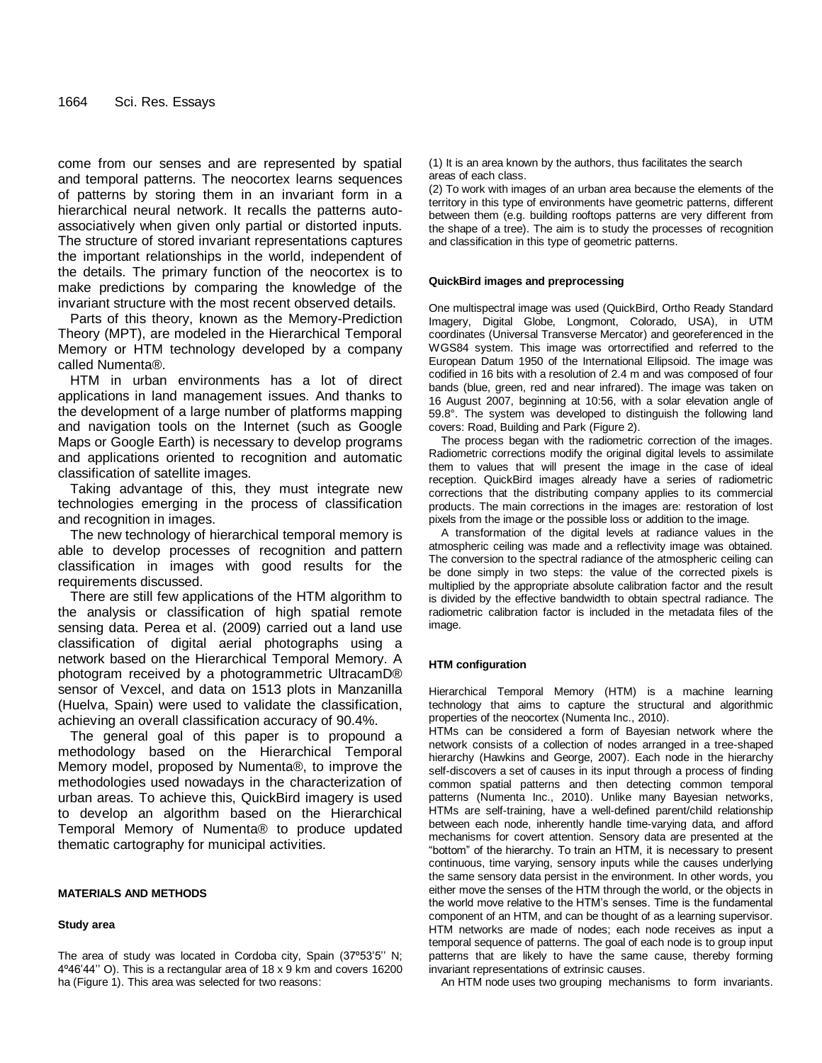come from our senses and are represented by spatial and temporal patterns. The neocortex learns sequences of patterns by storing them in an invariant form in a hierarchical neural network. It recalls the patterns auto-associatively when given only partial or distorted inputs. The structure of stored invariant representations captures the important relationships in the world, independent of the details. The primary function of the neocortex is to make predictions by comparing the knowledge of the invariant structure with the most recent observed details.

Parts of this theory, known as the Memory-Prediction Theory (MPT), are modeled in the Hierarchical Temporal Memory or HTM technology developed by a company called Numenta®.

HTM in urban environments has a lot of direct applications in land management issues. And thanks to the development of a large number of platforms mapping and navigation tools on the Internet (such as Google Maps or Google Earth) is necessary to develop programs and applications oriented to recognition and automatic classification of satellite images.

Taking advantage of this, they must integrate new technologies emerging in the process of classification and recognition in images.

The new technology of hierarchical temporal memory is able to develop processes of recognition and pattern classification in images with good results for the requirements discussed.

There are still few applications of the HTM algorithm to the analysis or classification of high spatial remote sensing data. Perea et al. (2009) carried out a land use classification of digital aerial photographs using a network based on the Hierarchical Temporal Memory. A photogram received by a photogrammetric UltracamD® sensor of Vexcel, and data on 1513 plots in Manzanilla (Huelva, Spain) were used to validate the classification, achieving an overall classification accuracy of 90.4%.

The general goal of this paper is to propound a methodology based on the Hierarchical Temporal Memory model, proposed by Numenta®, to improve the methodologies used nowadays in the characterization of urban areas. To achieve this, QuickBird imagery is used to develop an algorithm based on the Hierarchical Temporal Memory of Numenta® to produce updated thematic cartography for municipal activities.

## MATERIALS AND METHODS

### Study area

The area of study was located in Cordoba city, Spain (37º53'5'' N; 4º46'44'' O). This is a rectangular area of 18 x 9 km and covers 16200 ha (Figure 1). This area was selected for two reasons:

(1) It is an area known by the authors, thus facilitates the search areas of each class.

(2) To work with images of an urban area because the elements of the territory in this type of environments have geometric patterns, different between them (e.g. building rooftops patterns are very different from the shape of a tree). The aim is to study the processes of recognition and classification in this type of geometric patterns.

### QuickBird images and preprocessing

One multispectral image was used (QuickBird, Ortho Ready Standard Imagery, Digital Globe, Longmont, Colorado, USA), in UTM coordinates (Universal Transverse Mercator) and georeferenced in the WGS84 system. This image was ortorrectified and referred to the European Datum 1950 of the International Ellipsoid. The image was codified in 16 bits with a resolution of 2.4 m and was composed of four bands (blue, green, red and near infrared). The image was taken on 16 August 2007, beginning at 10:56, with a solar elevation angle of 59.8°. The system was developed to distinguish the following land covers: Road, Building and Park (Figure 2).

The process began with the radiometric correction of the images. Radiometric corrections modify the original digital levels to assimilate them to values that will present the image in the case of ideal reception. QuickBird images already have a series of radiometric corrections that the distributing company applies to its commercial products. The main corrections in the images are: restoration of lost pixels from the image or the possible loss or addition to the image.

A transformation of the digital levels at radiance values in the atmospheric ceiling was made and a reflectivity image was obtained. The conversion to the spectral radiance of the atmospheric ceiling can be done simply in two steps: the value of the corrected pixels is multiplied by the appropriate absolute calibration factor and the result is divided by the effective bandwidth to obtain spectral radiance. The radiometric calibration factor is included in the metadata files of the image.

### HTM configuration

Hierarchical Temporal Memory (HTM) is a machine learning technology that aims to capture the structural and algorithmic properties of the neocortex (Numenta Inc., 2010).

HTMs can be considered a form of Bayesian network where the network consists of a collection of nodes arranged in a tree-shaped hierarchy (Hawkins and George, 2007). Each node in the hierarchy self-discovers a set of causes in its input through a process of finding common spatial patterns and then detecting common temporal patterns (Numenta Inc., 2010). Unlike many Bayesian networks, HTMs are self-training, have a well-defined parent/child relationship between each node, inherently handle time-varying data, and afford mechanisms for covert attention. Sensory data are presented at the "bottom" of the hierarchy. To train an HTM, it is necessary to present continuous, time varying, sensory inputs while the causes underlying the same sensory data persist in the environment. In other words, you either move the senses of the HTM through the world, or the objects in the world move relative to the HTM's senses. Time is the fundamental component of an HTM, and can be thought of as a learning supervisor. HTM networks are made of nodes; each node receives as input a temporal sequence of patterns. The goal of each node is to group input patterns that are likely to have the same cause, thereby forming invariant representations of extrinsic causes.

An HTM node uses two grouping mechanisms to form invariants.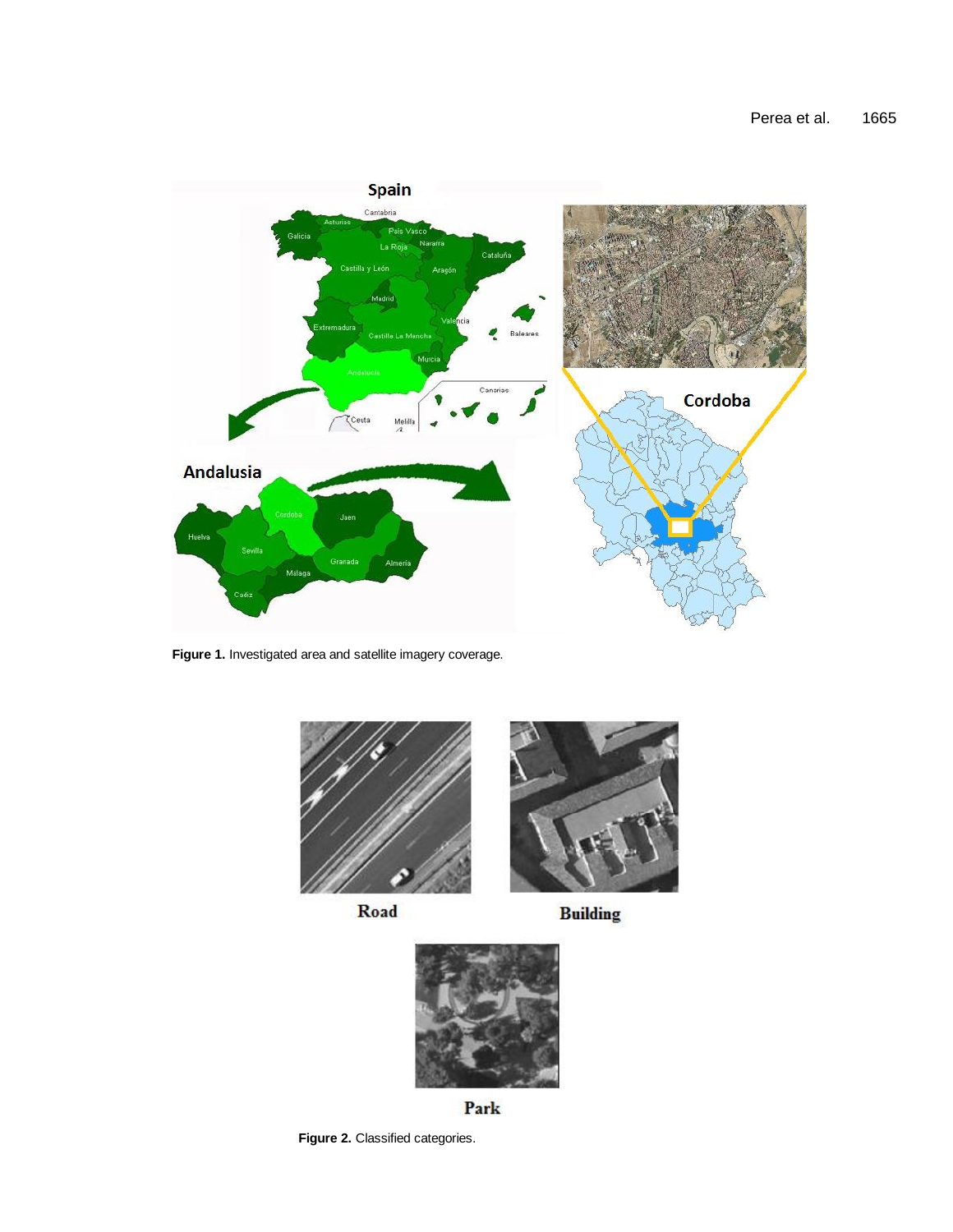**Figure 1.** Investigated area and satellite imagery coverage.

**Figure 2.** Classified categories.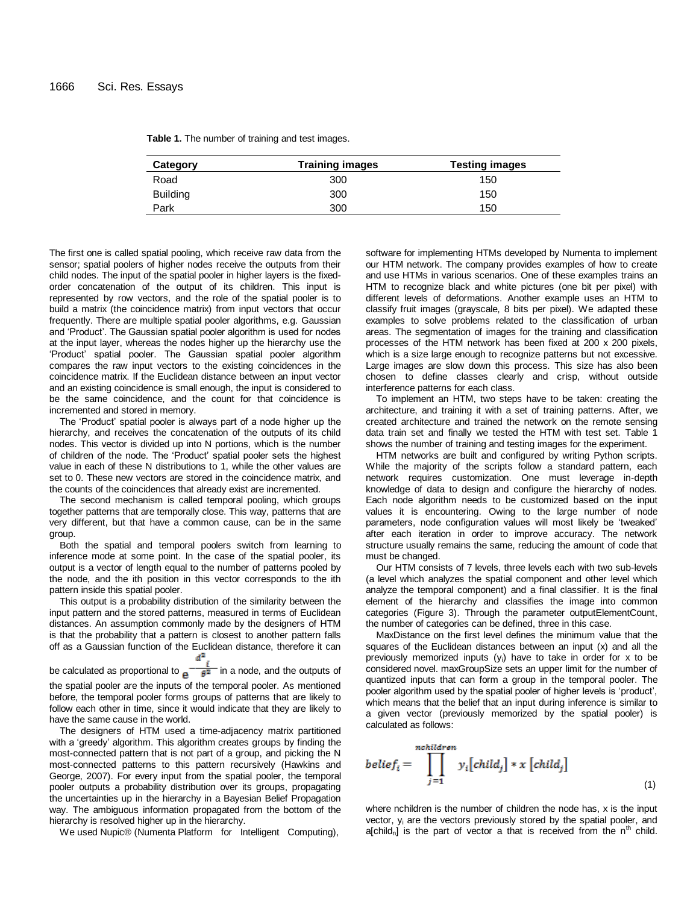**Table 1.** The number of training and test images.

| Category | Training images | Testing images |
|---|---|---|
| Road | 300 | 150 |
| Building | 300 | 150 |
| Park | 300 | 150 |

The first one is called spatial pooling, which receive raw data from the sensor; spatial poolers of higher nodes receive the outputs from their child nodes. The input of the spatial pooler in higher layers is the fixed-order concatenation of the output of its children. This input is represented by row vectors, and the role of the spatial pooler is to build a matrix (the coincidence matrix) from input vectors that occur frequently. There are multiple spatial pooler algorithms, e.g. Gaussian and 'Product'. The Gaussian spatial pooler algorithm is used for nodes at the input layer, whereas the nodes higher up the hierarchy use the 'Product' spatial pooler. The Gaussian spatial pooler algorithm compares the raw input vectors to the existing coincidences in the coincidence matrix. If the Euclidean distance between an input vector and an existing coincidence is small enough, the input is considered to be the same coincidence, and the count for that coincidence is incremented and stored in memory.

The 'Product' spatial pooler is always part of a node higher up the hierarchy, and receives the concatenation of the outputs of its child nodes. This vector is divided up into N portions, which is the number of children of the node. The 'Product' spatial pooler sets the highest value in each of these N distributions to 1, while the other values are set to 0. These new vectors are stored in the coincidence matrix, and the counts of the coincidences that already exist are incremented.

The second mechanism is called temporal pooling, which groups together patterns that are temporally close. This way, patterns that are very different, but that have a common cause, can be in the same group.

Both the spatial and temporal poolers switch from learning to inference mode at some point. In the case of the spatial pooler, its output is a vector of length equal to the number of patterns pooled by the node, and the ith position in this vector corresponds to the ith pattern inside this spatial pooler.

This output is a probability distribution of the similarity between the input pattern and the stored patterns, measured in terms of Euclidean distances. An assumption commonly made by the designers of HTM is that the probability that a pattern is closest to another pattern falls off as a Gaussian function of the Euclidean distance, therefore it can be calculated as proportional to $e^{-\frac{d_i^2}{\sigma^2}}$ in a node, and the outputs of the spatial pooler are the inputs of the temporal pooler. As mentioned before, the temporal pooler forms groups of patterns that are likely to follow each other in time, since it would indicate that they are likely to have the same cause in the world.

The designers of HTM used a time-adjacency matrix partitioned with a 'greedy' algorithm. This algorithm creates groups by finding the most-connected pattern that is not part of a group, and picking the N most-connected patterns to this pattern recursively (Hawkins and George, 2007). For every input from the spatial pooler, the temporal pooler outputs a probability distribution over its groups, propagating the uncertainties up in the hierarchy in a Bayesian Belief Propagation way. The ambiguous information propagated from the bottom of the hierarchy is resolved higher up in the hierarchy.

We used Nupic® (Numenta Platform for Intelligent Computing), software for implementing HTMs developed by Numenta to implement our HTM network. The company provides examples of how to create and use HTMs in various scenarios. One of these examples trains an HTM to recognize black and white pictures (one bit per pixel) with different levels of deformations. Another example uses an HTM to classify fruit images (grayscale, 8 bits per pixel). We adapted these examples to solve problems related to the classification of urban areas. The segmentation of images for the training and classification processes of the HTM network has been fixed at 200 x 200 pixels, which is a size large enough to recognize patterns but not excessive. Large images are slow down this process. This size has also been chosen to define classes clearly and crisp, without outside interference patterns for each class.

To implement an HTM, two steps have to be taken: creating the architecture, and training it with a set of training patterns. After, we created architecture and trained the network on the remote sensing data train set and finally we tested the HTM with test set. Table 1 shows the number of training and testing images for the experiment.

HTM networks are built and configured by writing Python scripts. While the majority of the scripts follow a standard pattern, each network requires customization. One must leverage in-depth knowledge of data to design and configure the hierarchy of nodes. Each node algorithm needs to be customized based on the input values it is encountering. Owing to the large number of node parameters, node configuration values will most likely be 'tweaked' after each iteration in order to improve accuracy. The network structure usually remains the same, reducing the amount of code that must be changed.

Our HTM consists of 7 levels, three levels each with two sub-levels (a level which analyzes the spatial component and other level which analyze the temporal component) and a final classifier. It is the final element of the hierarchy and classifies the image into common categories (Figure 3). Through the parameter outputElementCount, the number of categories can be defined, three in this case.

MaxDistance on the first level defines the minimum value that the squares of the Euclidean distances between an input (x) and all the previously memorized inputs ($y_i$) have to take in order for x to be considered novel. maxGroupSize sets an upper limit for the number of quantized inputs that can form a group in the temporal pooler. The pooler algorithm used by the spatial pooler of higher levels is 'product', which means that the belief that an input during inference is similar to a given vector (previously memorized by the spatial pooler) is calculated as follows:

$$belief_i = \prod_{j=1}^{nchildren} y_i[child_j] * x[child_j] \tag{1}$$

where nchildren is the number of children the node has, x is the input vector, $y_i$ are the vectors previously stored by the spatial pooler, and $a[child_n]$ is the part of vector a that is received from the $n^{th}$ child.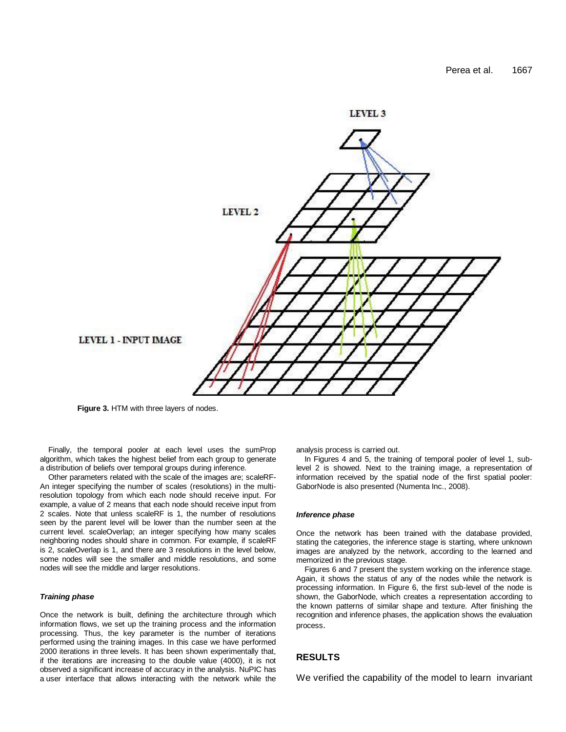Figure 3. HTM with three layers of nodes.

Finally, the temporal pooler at each level uses the sumProp algorithm, which takes the highest belief from each group to generate a distribution of beliefs over temporal groups during inference.

Other parameters related with the scale of the images are; scaleRF- An integer specifying the number of scales (resolutions) in the multi-resolution topology from which each node should receive input. For example, a value of 2 means that each node should receive input from 2 scales. Note that unless scaleRF is 1, the number of resolutions seen by the parent level will be lower than the number seen at the current level. scaleOverlap; an integer specifying how many scales neighboring nodes should share in common. For example, if scaleRF is 2, scaleOverlap is 1, and there are 3 resolutions in the level below, some nodes will see the smaller and middle resolutions, and some nodes will see the middle and larger resolutions.

#### *Training phase*

Once the network is built, defining the architecture through which information flows, we set up the training process and the information processing. Thus, the key parameter is the number of iterations performed using the training images. In this case we have performed 2000 iterations in three levels. It has been shown experimentally that, if the iterations are increasing to the double value (4000), it is not observed a significant increase of accuracy in the analysis. NuPIC has a user interface that allows interacting with the network while the analysis process is carried out.

In Figures 4 and 5, the training of temporal pooler of level 1, sub-level 2 is showed. Next to the training image, a representation of information received by the spatial node of the first spatial pooler: GaborNode is also presented (Numenta Inc., 2008).

#### *Inference phase*

Once the network has been trained with the database provided, stating the categories, the inference stage is starting, where unknown images are analyzed by the network, according to the learned and memorized in the previous stage.

Figures 6 and 7 present the system working on the inference stage. Again, it shows the status of any of the nodes while the network is processing information. In Figure 6, the first sub-level of the node is shown, the GaborNode, which creates a representation according to the known patterns of similar shape and texture. After finishing the recognition and inference phases, the application shows the evaluation process.

## RESULTS

We verified the capability of the model to learn invariant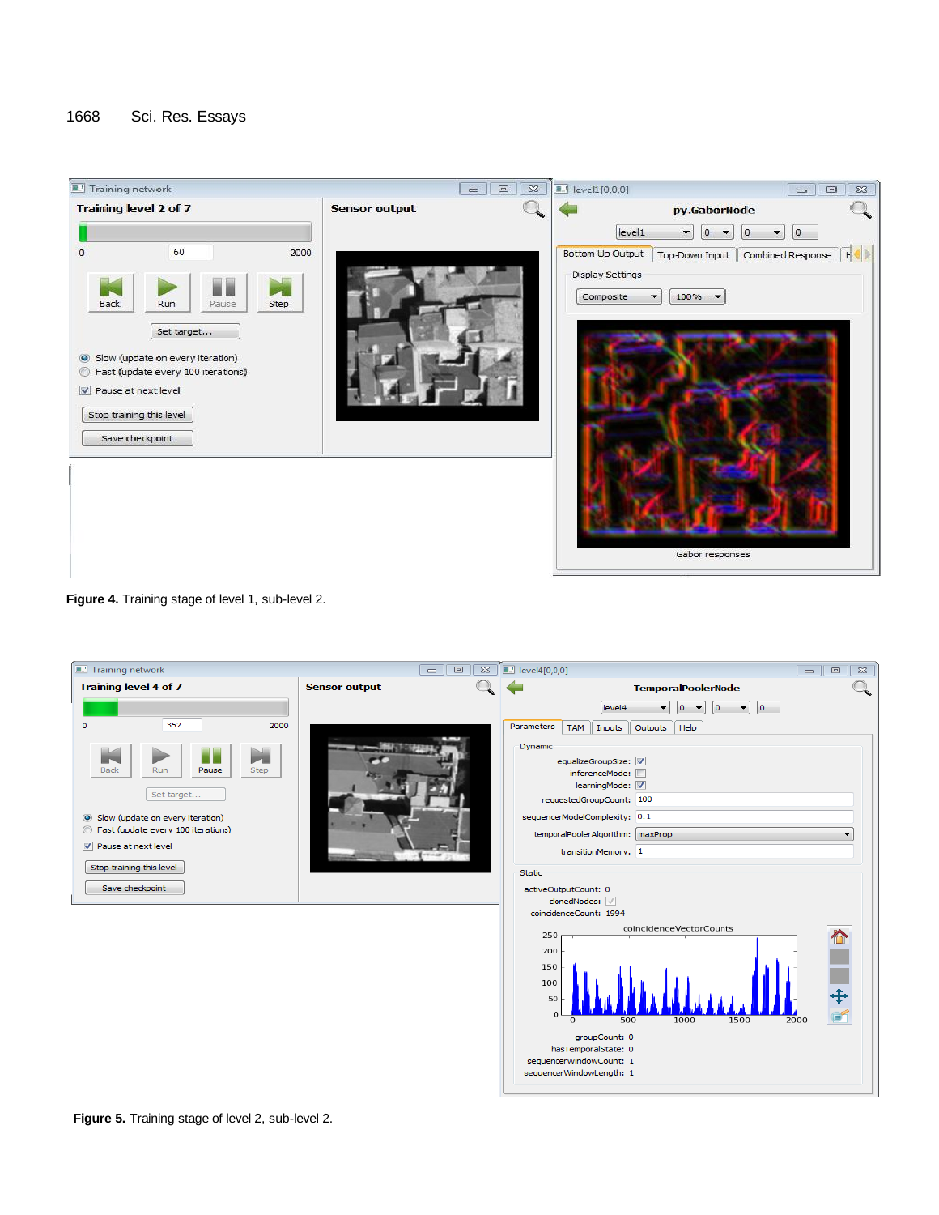Figure 4. Training stage of level 1, sub-level 2.

Figure 5. Training stage of level 2, sub-level 2.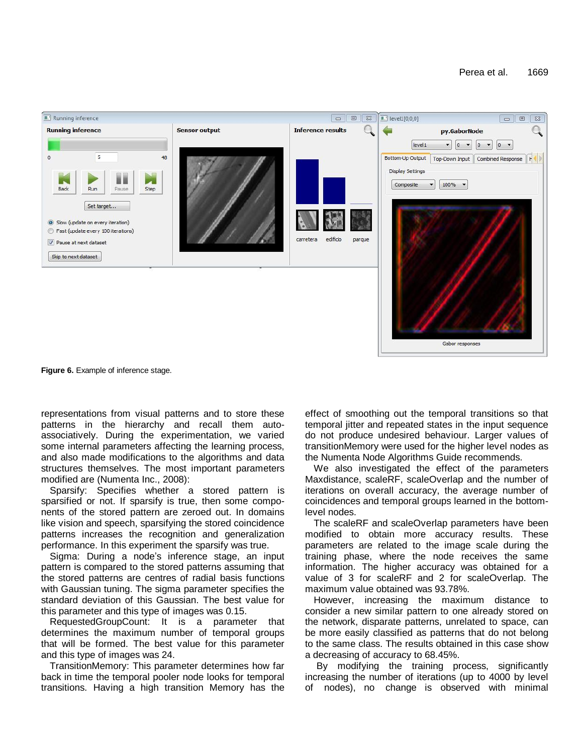Figure 6. Example of inference stage.

representations from visual patterns and to store these patterns in the hierarchy and recall them auto-associatively. During the experimentation, we varied some internal parameters affecting the learning process, and also made modifications to the algorithms and data structures themselves. The most important parameters modified are (Numenta Inc., 2008):

Sparsify: Specifies whether a stored pattern is sparsified or not. If sparsify is true, then some components of the stored pattern are zeroed out. In domains like vision and speech, sparsifying the stored coincidence patterns increases the recognition and generalization performance. In this experiment the sparsify was true.

Sigma: During a node's inference stage, an input pattern is compared to the stored patterns assuming that the stored patterns are centres of radial basis functions with Gaussian tuning. The sigma parameter specifies the standard deviation of this Gaussian. The best value for this parameter and this type of images was 0.15.

RequestedGroupCount: It is a parameter that determines the maximum number of temporal groups that will be formed. The best value for this parameter and this type of images was 24.

TransitionMemory: This parameter determines how far back in time the temporal pooler node looks for temporal transitions. Having a high transition Memory has the effect of smoothing out the temporal transitions so that temporal jitter and repeated states in the input sequence do not produce undesired behaviour. Larger values of transitionMemory were used for the higher level nodes as the Numenta Node Algorithms Guide recommends.

We also investigated the effect of the parameters Maxdistance, scaleRF, scaleOverlap and the number of iterations on overall accuracy, the average number of coincidences and temporal groups learned in the bottom-level nodes.

The scaleRF and scaleOverlap parameters have been modified to obtain more accuracy results. These parameters are related to the image scale during the training phase, where the node receives the same information. The higher accuracy was obtained for a value of 3 for scaleRF and 2 for scaleOverlap. The maximum value obtained was 93.78%.

However, increasing the maximum distance to consider a new similar pattern to one already stored on the network, disparate patterns, unrelated to space, can be more easily classified as patterns that do not belong to the same class. The results obtained in this case show a decreasing of accuracy to 68.45%.

By modifying the training process, significantly increasing the number of iterations (up to 4000 by level of nodes), no change is observed with minimal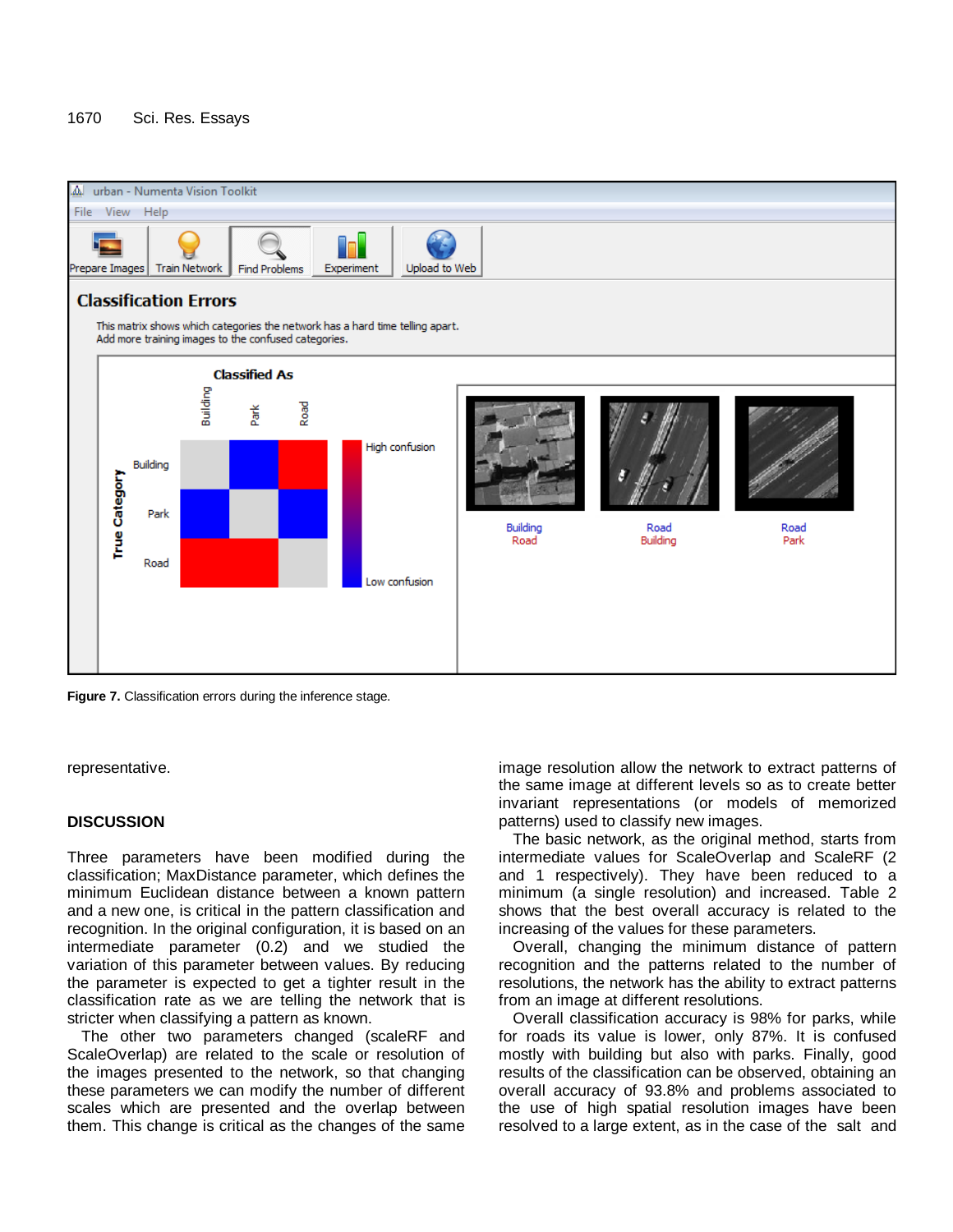Figure 7. Classification errors during the inference stage.

representative.

## DISCUSSION

Three parameters have been modified during the classification; MaxDistance parameter, which defines the minimum Euclidean distance between a known pattern and a new one, is critical in the pattern classification and recognition. In the original configuration, it is based on an intermediate parameter (0.2) and we studied the variation of this parameter between values. By reducing the parameter is expected to get a tighter result in the classification rate as we are telling the network that is stricter when classifying a pattern as known.

The other two parameters changed (scaleRF and ScaleOverlap) are related to the scale or resolution of the images presented to the network, so that changing these parameters we can modify the number of different scales which are presented and the overlap between them. This change is critical as the changes of the same image resolution allow the network to extract patterns of the same image at different levels so as to create better invariant representations (or models of memorized patterns) used to classify new images.

The basic network, as the original method, starts from intermediate values for ScaleOverlap and ScaleRF (2 and 1 respectively). They have been reduced to a minimum (a single resolution) and increased. Table 2 shows that the best overall accuracy is related to the increasing of the values for these parameters.

Overall, changing the minimum distance of pattern recognition and the patterns related to the number of resolutions, the network has the ability to extract patterns from an image at different resolutions.

Overall classification accuracy is 98% for parks, while for roads its value is lower, only 87%. It is confused mostly with building but also with parks. Finally, good results of the classification can be observed, obtaining an overall accuracy of 93.8% and problems associated to the use of high spatial resolution images have been resolved to a large extent, as in the case of the salt and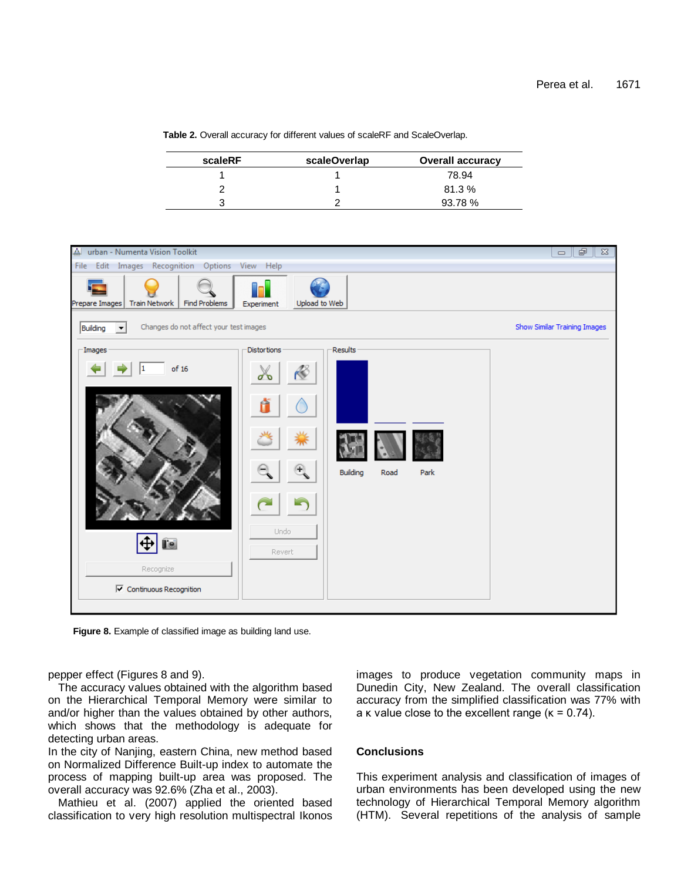**Table 2.** Overall accuracy for different values of scaleRF and ScaleOverlap.

| scaleRF | scaleOverlap | Overall accuracy |
|---|---|---|
| 1 | 1 | 78.94 |
| 2 | 1 | 81.3 % |
| 3 | 2 | 93.78 % |

**Figure 8.** Example of classified image as building land use.

pepper effect (Figures 8 and 9).

The accuracy values obtained with the algorithm based on the Hierarchical Temporal Memory were similar to and/or higher than the values obtained by other authors, which shows that the methodology is adequate for detecting urban areas.

In the city of Nanjing, eastern China, new method based on Normalized Difference Built-up index to automate the process of mapping built-up area was proposed. The overall accuracy was 92.6% (Zha et al., 2003).

Mathieu et al. (2007) applied the oriented based classification to very high resolution multispectral Ikonos images to produce vegetation community maps in Dunedin City, New Zealand. The overall classification accuracy from the simplified classification was 77% with a κ value close to the excellent range (κ = 0.74).

## Conclusions

This experiment analysis and classification of images of urban environments has been developed using the new technology of Hierarchical Temporal Memory algorithm (HTM). Several repetitions of the analysis of sample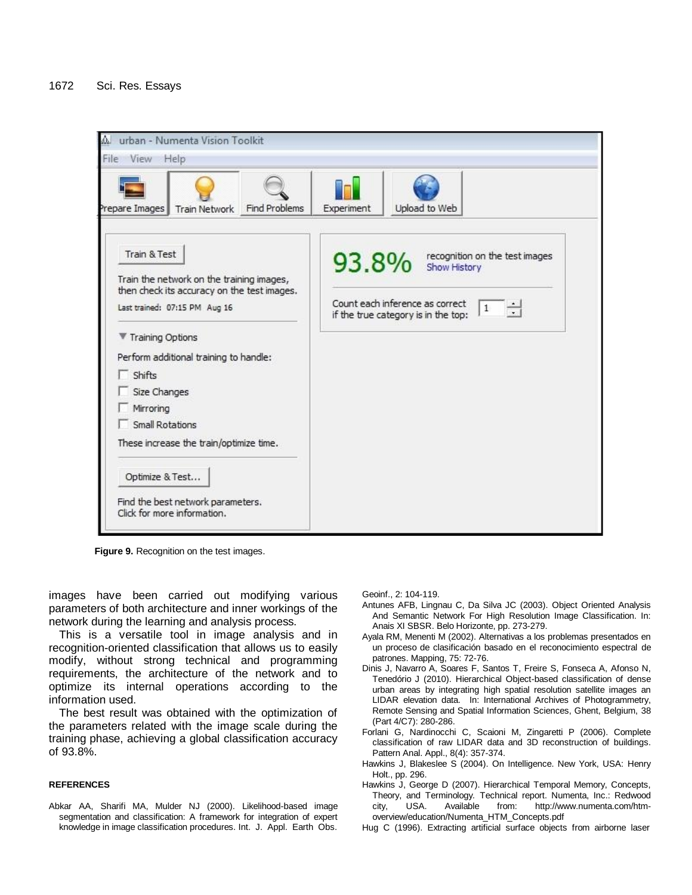Figure 9. Recognition on the test images.

images have been carried out modifying various parameters of both architecture and inner workings of the network during the learning and analysis process.

This is a versatile tool in image analysis and in recognition-oriented classification that allows us to easily modify, without strong technical and programming requirements, the architecture of the network and to optimize its internal operations according to the information used.

The best result was obtained with the optimization of the parameters related with the image scale during the training phase, achieving a global classification accuracy of 93.8%.

## REFERENCES

Abkar AA, Sharifi MA, Mulder NJ (2000). Likelihood-based image segmentation and classification: A framework for integration of expert knowledge in image classification procedures. Int. J. Appl. Earth Obs. Geoinf., 2: 104-119.

Antunes AFB, Lingnau C, Da Silva JC (2003). Object Oriented Analysis And Semantic Network For High Resolution Image Classification. In: Anais XI SBSR. Belo Horizonte, pp. 273-279.

Ayala RM, Menenti M (2002). Alternativas a los problemas presentados en un proceso de clasificación basado en el reconocimiento espectral de patrones. Mapping, 75: 72-76.

Dinis J, Navarro A, Soares F, Santos T, Freire S, Fonseca A, Afonso N, Tenedório J (2010). Hierarchical Object-based classification of dense urban areas by integrating high spatial resolution satellite images an LIDAR elevation data. In: International Archives of Photogrammetry, Remote Sensing and Spatial Information Sciences, Ghent, Belgium, 38 (Part 4/C7): 280-286.

Forlani G, Nardinocchi C, Scaioni M, Zingaretti P (2006). Complete classification of raw LIDAR data and 3D reconstruction of buildings. Pattern Anal. Appl., 8(4): 357-374.

Hawkins J, Blakeslee S (2004). On Intelligence. New York, USA: Henry Holt., pp. 296.

Hawkins J, George D (2007). Hierarchical Temporal Memory, Concepts, Theory, and Terminology. Technical report. Numenta, Inc.: Redwood city, USA. Available from: http://www.numenta.com/htm-overview/education/Numenta_HTM_Concepts.pdf

Hug C (1996). Extracting artificial surface objects from airborne laser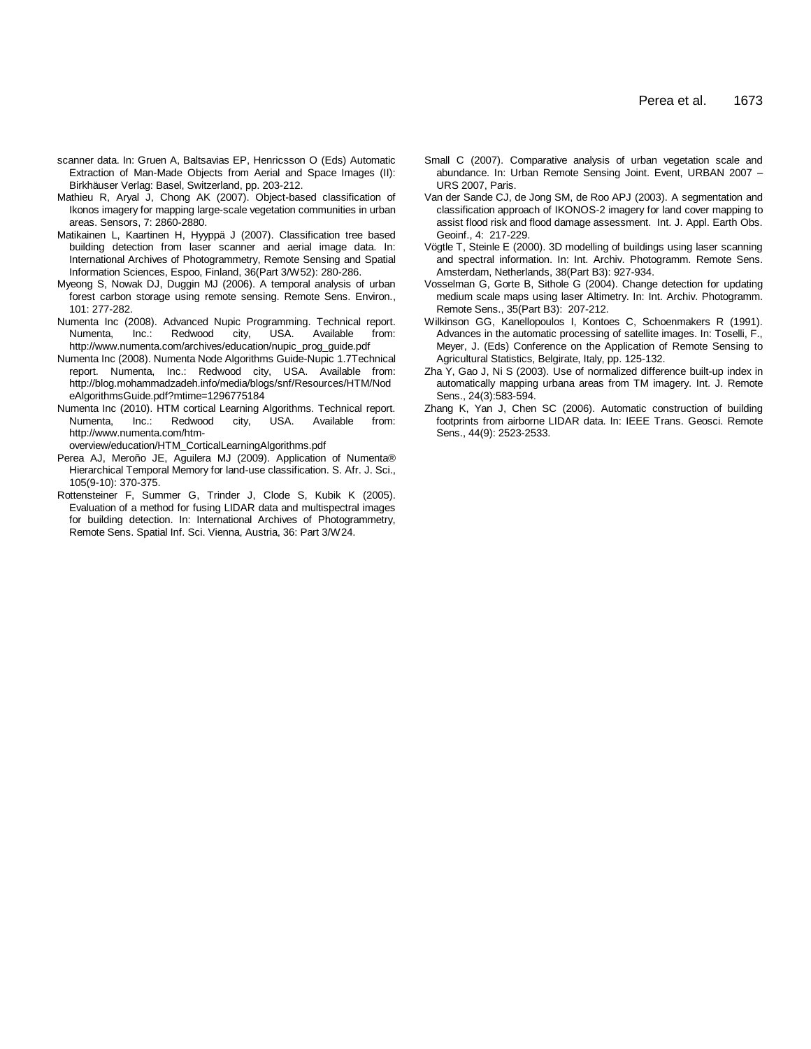scanner data. In: Gruen A, Baltsavias EP, Henricsson O (Eds) Automatic Extraction of Man-Made Objects from Aerial and Space Images (II): Birkhäuser Verlag: Basel, Switzerland, pp. 203-212.

Mathieu R, Aryal J, Chong AK (2007). Object-based classification of Ikonos imagery for mapping large-scale vegetation communities in urban areas. Sensors, 7: 2860-2880.

Matikainen L, Kaartinen H, Hyyppä J (2007). Classification tree based building detection from laser scanner and aerial image data. In: International Archives of Photogrammetry, Remote Sensing and Spatial Information Sciences, Espoo, Finland, 36(Part 3/W52): 280-286.

Myeong S, Nowak DJ, Duggin MJ (2006). A temporal analysis of urban forest carbon storage using remote sensing. Remote Sens. Environ., 101: 277-282.

Numenta Inc (2008). Advanced Nupic Programming. Technical report. Numenta, Inc.: Redwood city, USA. Available from: http://www.numenta.com/archives/education/nupic_prog_guide.pdf

Numenta Inc (2008). Numenta Node Algorithms Guide-Nupic 1.7Technical report. Numenta, Inc.: Redwood city, USA. Available from: http://blog.mohammadzadeh.info/media/blogs/snf/Resources/HTM/NodeAlgorithmsGuide.pdf?mtime=1296775184

Numenta Inc (2010). HTM cortical Learning Algorithms. Technical report. Numenta, Inc.: Redwood city, USA. Available from: http://www.numenta.com/htm-overview/education/HTM_CorticalLearningAlgorithms.pdf

Perea AJ, Meroño JE, Aguilera MJ (2009). Application of Numenta® Hierarchical Temporal Memory for land-use classification. S. Afr. J. Sci., 105(9-10): 370-375.

Rottensteiner F, Summer G, Trinder J, Clode S, Kubik K (2005). Evaluation of a method for fusing LIDAR data and multispectral images for building detection. In: International Archives of Photogrammetry, Remote Sens. Spatial Inf. Sci. Vienna, Austria, 36: Part 3/W24.

Small C (2007). Comparative analysis of urban vegetation scale and abundance. In: Urban Remote Sensing Joint. Event, URBAN 2007 – URS 2007, Paris.

Van der Sande CJ, de Jong SM, de Roo APJ (2003). A segmentation and classification approach of IKONOS-2 imagery for land cover mapping to assist flood risk and flood damage assessment. Int. J. Appl. Earth Obs. Geoinf., 4: 217-229.

Vögtle T, Steinle E (2000). 3D modelling of buildings using laser scanning and spectral information. In: Int. Archiv. Photogramm. Remote Sens. Amsterdam, Netherlands, 38(Part B3): 927-934.

Vosselman G, Gorte B, Sithole G (2004). Change detection for updating medium scale maps using laser Altimetry. In: Int. Archiv. Photogramm. Remote Sens., 35(Part B3): 207-212.

Wilkinson GG, Kanellopoulos I, Kontoes C, Schoenmakers R (1991). Advances in the automatic processing of satellite images. In: Toselli, F., Meyer, J. (Eds) Conference on the Application of Remote Sensing to Agricultural Statistics, Belgirate, Italy, pp. 125-132.

Zha Y, Gao J, Ni S (2003). Use of normalized difference built-up index in automatically mapping urbana areas from TM imagery. Int. J. Remote Sens., 24(3):583-594.

Zhang K, Yan J, Chen SC (2006). Automatic construction of building footprints from airborne LIDAR data. In: IEEE Trans. Geosci. Remote Sens., 44(9): 2523-2533.